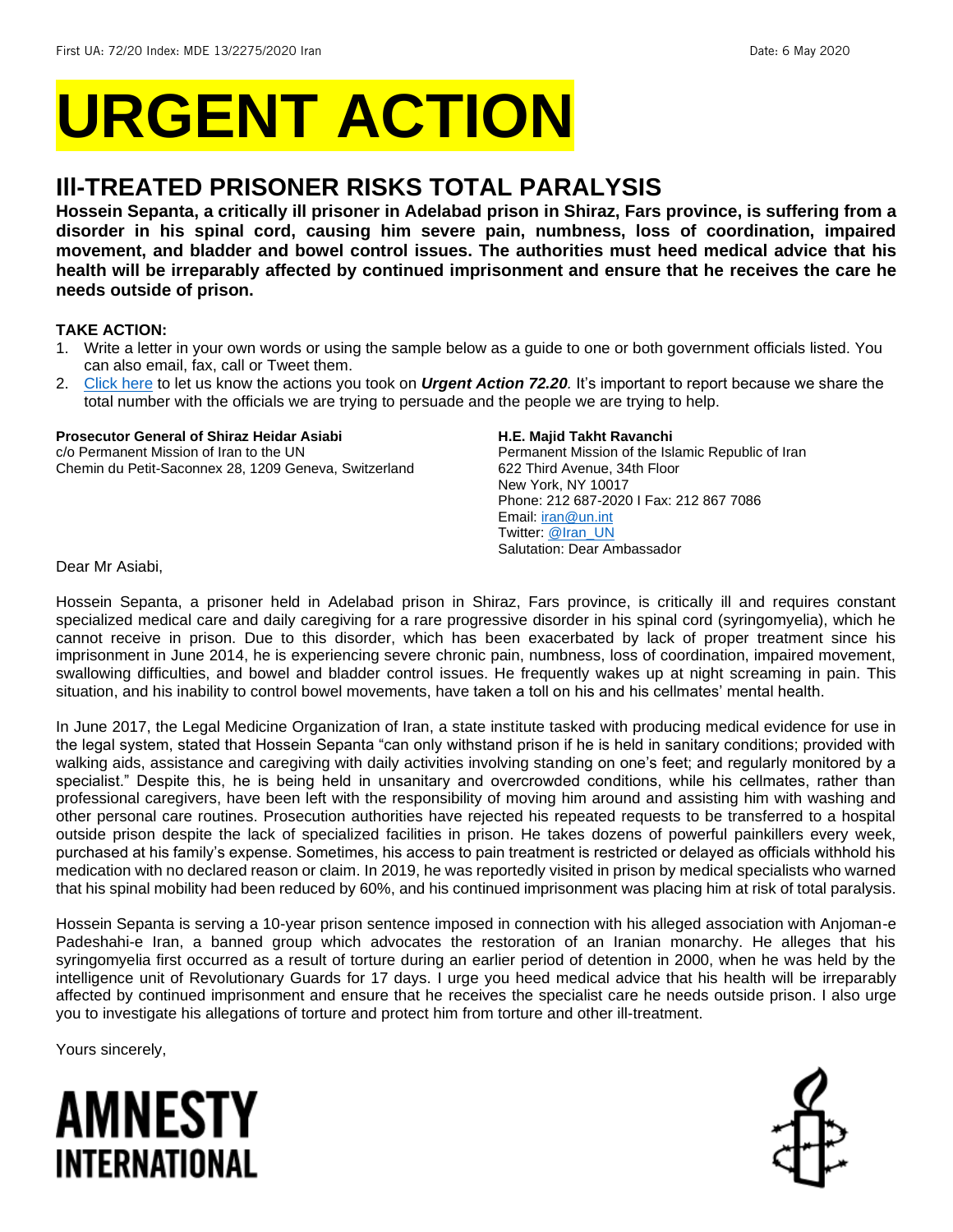First UA: 72/20 Index: MDE 13/2275/2020 Iran Date: 6 May 2020

# URGENT ACTION

## Ill-TREATED PRISONER RISKS TOTAL PARALYSIS

**Hossein Sepanta, a critically ill prisoner in Adelabad prison in Shiraz, Fars province, is suffering from a disorder in his spinal cord, causing him severe pain, numbness, loss of coordination, impaired movement, and bladder and bowel control issues. The authorities must heed medical advice that his health will be irreparably affected by continued imprisonment and ensure that he receives the care he needs outside of prison.**

**TAKE ACTION:**

1. Write a letter in your own words or using the sample below as a guide to one or both government officials listed. You can also email, fax, call or Tweet them.
2. Click here to let us know the actions you took on ***Urgent Action 72.20****.* It's important to report because we share the total number with the officials we are trying to persuade and the people we are trying to help.

**Prosecutor General of Shiraz Heidar Asiabi**
c/o Permanent Mission of Iran to the UN
Chemin du Petit-Saconnex 28, 1209 Geneva, Switzerland

**H.E. Majid Takht Ravanchi**
Permanent Mission of the Islamic Republic of Iran
622 Third Avenue, 34th Floor
New York, NY 10017
Phone: 212 687-2020 I Fax: 212 867 7086
Email: iran@un.int
Twitter: @Iran_UN
Salutation: Dear Ambassador

Dear Mr Asiabi,

Hossein Sepanta, a prisoner held in Adelabad prison in Shiraz, Fars province, is critically ill and requires constant specialized medical care and daily caregiving for a rare progressive disorder in his spinal cord (syringomyelia), which he cannot receive in prison. Due to this disorder, which has been exacerbated by lack of proper treatment since his imprisonment in June 2014, he is experiencing severe chronic pain, numbness, loss of coordination, impaired movement, swallowing difficulties, and bowel and bladder control issues. He frequently wakes up at night screaming in pain. This situation, and his inability to control bowel movements, have taken a toll on his and his cellmates' mental health.

In June 2017, the Legal Medicine Organization of Iran, a state institute tasked with producing medical evidence for use in the legal system, stated that Hossein Sepanta "can only withstand prison if he is held in sanitary conditions; provided with walking aids, assistance and caregiving with daily activities involving standing on one's feet; and regularly monitored by a specialist." Despite this, he is being held in unsanitary and overcrowded conditions, while his cellmates, rather than professional caregivers, have been left with the responsibility of moving him around and assisting him with washing and other personal care routines. Prosecution authorities have rejected his repeated requests to be transferred to a hospital outside prison despite the lack of specialized facilities in prison. He takes dozens of powerful painkillers every week, purchased at his family's expense. Sometimes, his access to pain treatment is restricted or delayed as officials withhold his medication with no declared reason or claim. In 2019, he was reportedly visited in prison by medical specialists who warned that his spinal mobility had been reduced by 60%, and his continued imprisonment was placing him at risk of total paralysis.

Hossein Sepanta is serving a 10-year prison sentence imposed in connection with his alleged association with Anjoman-e Padeshahi-e Iran, a banned group which advocates the restoration of an Iranian monarchy. He alleges that his syringomyelia first occurred as a result of torture during an earlier period of detention in 2000, when he was held by the intelligence unit of Revolutionary Guards for 17 days. I urge you heed medical advice that his health will be irreparably affected by continued imprisonment and ensure that he receives the specialist care he needs outside prison. I also urge you to investigate his allegations of torture and protect him from torture and other ill-treatment.

Yours sincerely,

**AMNESTY INTERNATIONAL**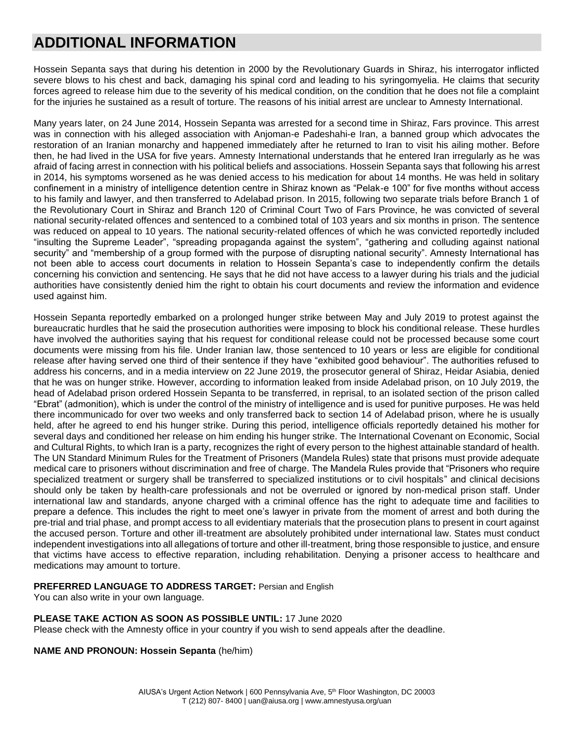# ADDITIONAL INFORMATION

Hossein Sepanta says that during his detention in 2000 by the Revolutionary Guards in Shiraz, his interrogator inflicted severe blows to his chest and back, damaging his spinal cord and leading to his syringomyelia. He claims that security forces agreed to release him due to the severity of his medical condition, on the condition that he does not file a complaint for the injuries he sustained as a result of torture. The reasons of his initial arrest are unclear to Amnesty International.

Many years later, on 24 June 2014, Hossein Sepanta was arrested for a second time in Shiraz, Fars province. This arrest was in connection with his alleged association with Anjoman-e Padeshahi-e Iran, a banned group which advocates the restoration of an Iranian monarchy and happened immediately after he returned to Iran to visit his ailing mother. Before then, he had lived in the USA for five years. Amnesty International understands that he entered Iran irregularly as he was afraid of facing arrest in connection with his political beliefs and associations. Hossein Sepanta says that following his arrest in 2014, his symptoms worsened as he was denied access to his medication for about 14 months. He was held in solitary confinement in a ministry of intelligence detention centre in Shiraz known as "Pelak-e 100" for five months without access to his family and lawyer, and then transferred to Adelabad prison. In 2015, following two separate trials before Branch 1 of the Revolutionary Court in Shiraz and Branch 120 of Criminal Court Two of Fars Province, he was convicted of several national security-related offences and sentenced to a combined total of 103 years and six months in prison. The sentence was reduced on appeal to 10 years. The national security-related offences of which he was convicted reportedly included "insulting the Supreme Leader", "spreading propaganda against the system", "gathering and colluding against national security" and "membership of a group formed with the purpose of disrupting national security". Amnesty International has not been able to access court documents in relation to Hossein Sepanta's case to independently confirm the details concerning his conviction and sentencing. He says that he did not have access to a lawyer during his trials and the judicial authorities have consistently denied him the right to obtain his court documents and review the information and evidence used against him.

Hossein Sepanta reportedly embarked on a prolonged hunger strike between May and July 2019 to protest against the bureaucratic hurdles that he said the prosecution authorities were imposing to block his conditional release. These hurdles have involved the authorities saying that his request for conditional release could not be processed because some court documents were missing from his file. Under Iranian law, those sentenced to 10 years or less are eligible for conditional release after having served one third of their sentence if they have "exhibited good behaviour". The authorities refused to address his concerns, and in a media interview on 22 June 2019, the prosecutor general of Shiraz, Heidar Asiabia, denied that he was on hunger strike. However, according to information leaked from inside Adelabad prison, on 10 July 2019, the head of Adelabad prison ordered Hossein Sepanta to be transferred, in reprisal, to an isolated section of the prison called "Ebrat" (admonition), which is under the control of the ministry of intelligence and is used for punitive purposes. He was held there incommunicado for over two weeks and only transferred back to section 14 of Adelabad prison, where he is usually held, after he agreed to end his hunger strike. During this period, intelligence officials reportedly detained his mother for several days and conditioned her release on him ending his hunger strike. The International Covenant on Economic, Social and Cultural Rights, to which Iran is a party, recognizes the right of every person to the highest attainable standard of health. The UN Standard Minimum Rules for the Treatment of Prisoners (Mandela Rules) state that prisons must provide adequate medical care to prisoners without discrimination and free of charge. The Mandela Rules provide that "Prisoners who require specialized treatment or surgery shall be transferred to specialized institutions or to civil hospitals" and clinical decisions should only be taken by health-care professionals and not be overruled or ignored by non-medical prison staff. Under international law and standards, anyone charged with a criminal offence has the right to adequate time and facilities to prepare a defence. This includes the right to meet one's lawyer in private from the moment of arrest and both during the pre-trial and trial phase, and prompt access to all evidentiary materials that the prosecution plans to present in court against the accused person. Torture and other ill-treatment are absolutely prohibited under international law. States must conduct independent investigations into all allegations of torture and other ill-treatment, bring those responsible to justice, and ensure that victims have access to effective reparation, including rehabilitation. Denying a prisoner access to healthcare and medications may amount to torture.

**PREFERRED LANGUAGE TO ADDRESS TARGET:** Persian and English
You can also write in your own language.

**PLEASE TAKE ACTION AS SOON AS POSSIBLE UNTIL:** 17 June 2020
Please check with the Amnesty office in your country if you wish to send appeals after the deadline.

**NAME AND PRONOUN: Hossein Sepanta** (he/him)